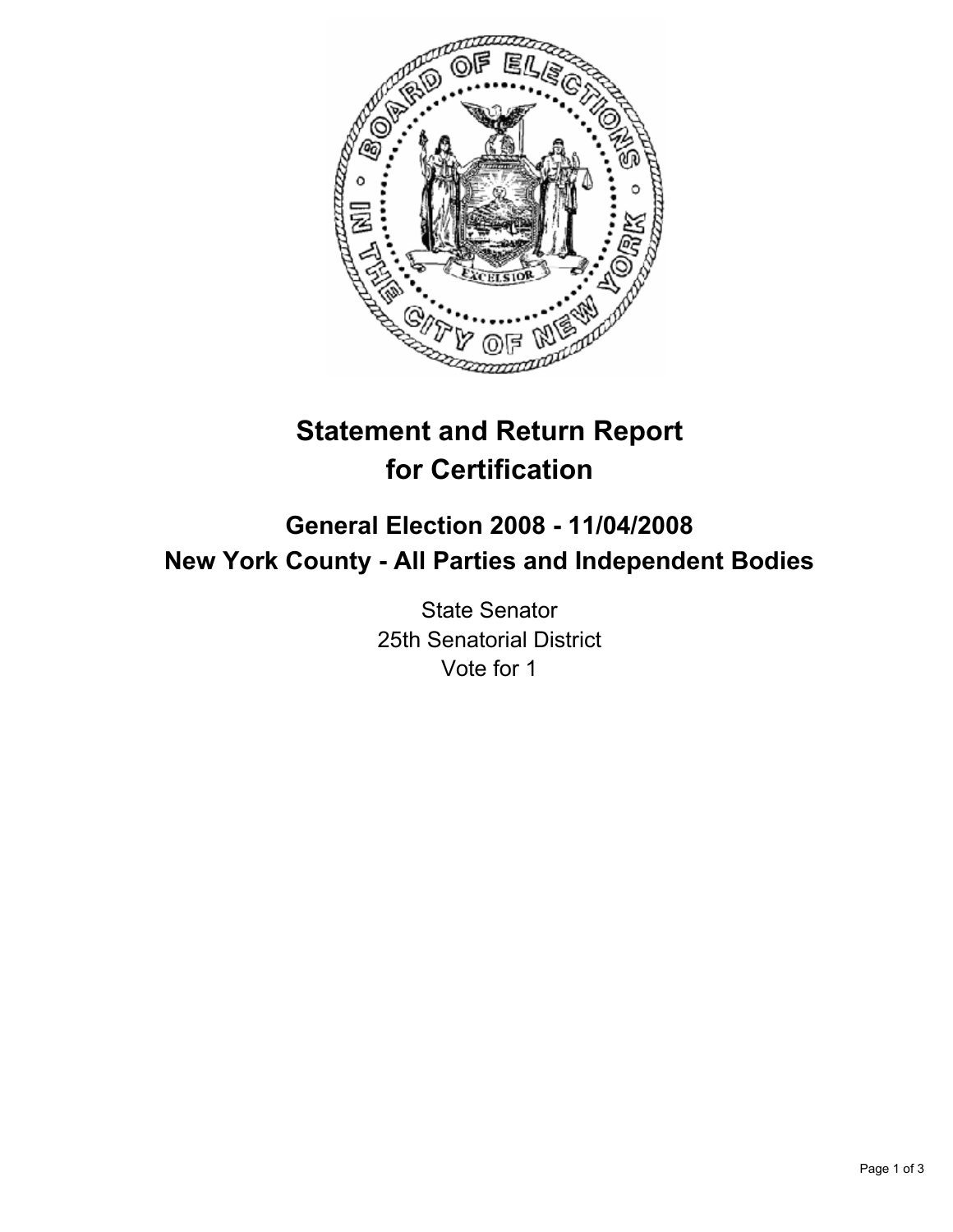# Statement and Return Report for Certification

## General Election 2008 - 11/04/2008
## New York County - All Parties and Independent Bodies

State Senator
25th Senatorial District
Vote for 1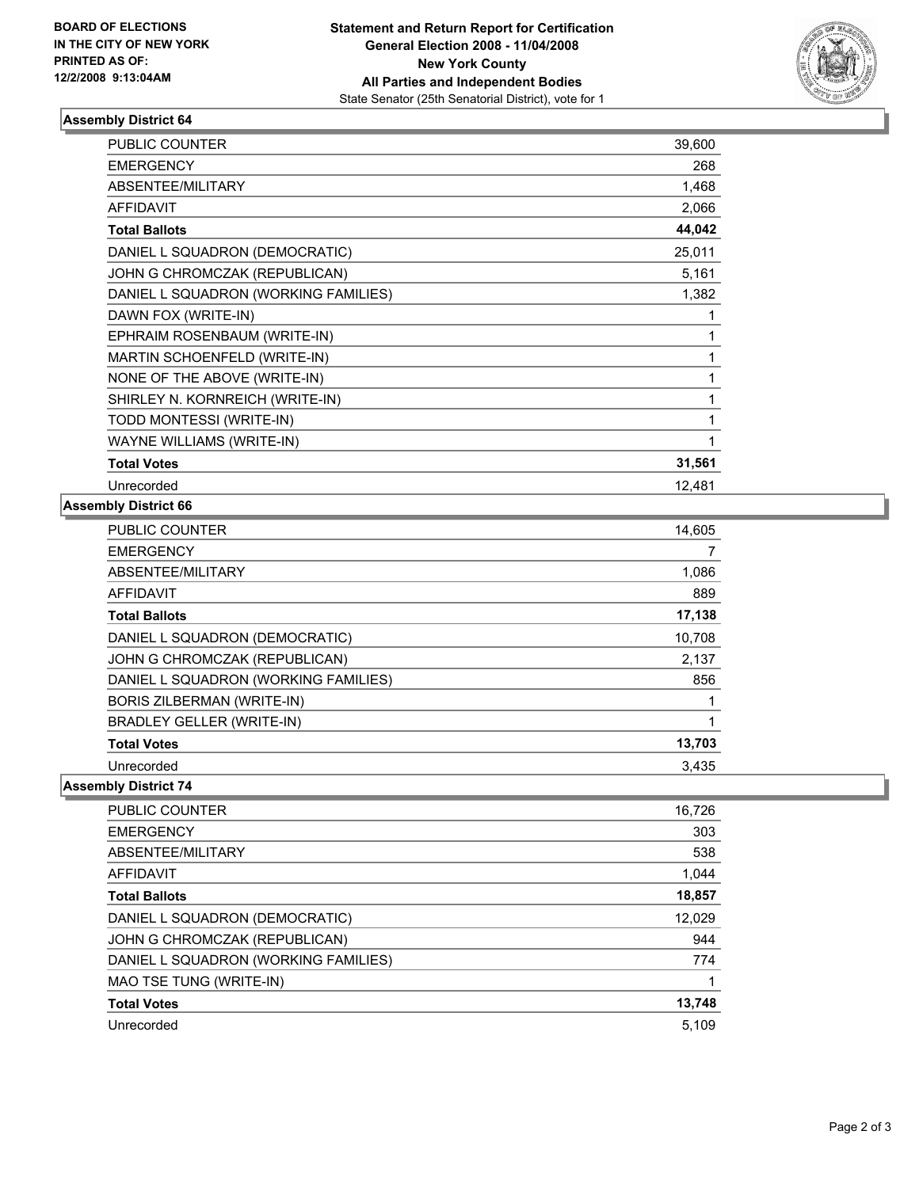**BOARD OF ELECTIONS IN THE CITY OF NEW YORK PRINTED AS OF: 12/2/2008 9:13:04AM**

**Statement and Return Report for Certification**
**General Election 2008 - 11/04/2008**
**New York County**
**All Parties and Independent Bodies**
State Senator (25th Senatorial District), vote for 1

## Assembly District 64

| | |
|---|---|
| PUBLIC COUNTER | 39,600 |
| EMERGENCY | 268 |
| ABSENTEE/MILITARY | 1,468 |
| AFFIDAVIT | 2,066 |
| **Total Ballots** | **44,042** |
| DANIEL L SQUADRON (DEMOCRATIC) | 25,011 |
| JOHN G CHROMCZAK (REPUBLICAN) | 5,161 |
| DANIEL L SQUADRON (WORKING FAMILIES) | 1,382 |
| DAWN FOX (WRITE-IN) | 1 |
| EPHRAIM ROSENBAUM (WRITE-IN) | 1 |
| MARTIN SCHOENFELD (WRITE-IN) | 1 |
| NONE OF THE ABOVE (WRITE-IN) | 1 |
| SHIRLEY N. KORNREICH (WRITE-IN) | 1 |
| TODD MONTESSI (WRITE-IN) | 1 |
| WAYNE WILLIAMS (WRITE-IN) | 1 |
| **Total Votes** | **31,561** |
| Unrecorded | 12,481 |

## Assembly District 66

| | |
|---|---|
| PUBLIC COUNTER | 14,605 |
| EMERGENCY | 7 |
| ABSENTEE/MILITARY | 1,086 |
| AFFIDAVIT | 889 |
| **Total Ballots** | **17,138** |
| DANIEL L SQUADRON (DEMOCRATIC) | 10,708 |
| JOHN G CHROMCZAK (REPUBLICAN) | 2,137 |
| DANIEL L SQUADRON (WORKING FAMILIES) | 856 |
| BORIS ZILBERMAN (WRITE-IN) | 1 |
| BRADLEY GELLER (WRITE-IN) | 1 |
| **Total Votes** | **13,703** |
| Unrecorded | 3,435 |

## Assembly District 74

| | |
|---|---|
| PUBLIC COUNTER | 16,726 |
| EMERGENCY | 303 |
| ABSENTEE/MILITARY | 538 |
| AFFIDAVIT | 1,044 |
| **Total Ballots** | **18,857** |
| DANIEL L SQUADRON (DEMOCRATIC) | 12,029 |
| JOHN G CHROMCZAK (REPUBLICAN) | 944 |
| DANIEL L SQUADRON (WORKING FAMILIES) | 774 |
| MAO TSE TUNG (WRITE-IN) | 1 |
| **Total Votes** | **13,748** |
| Unrecorded | 5,109 |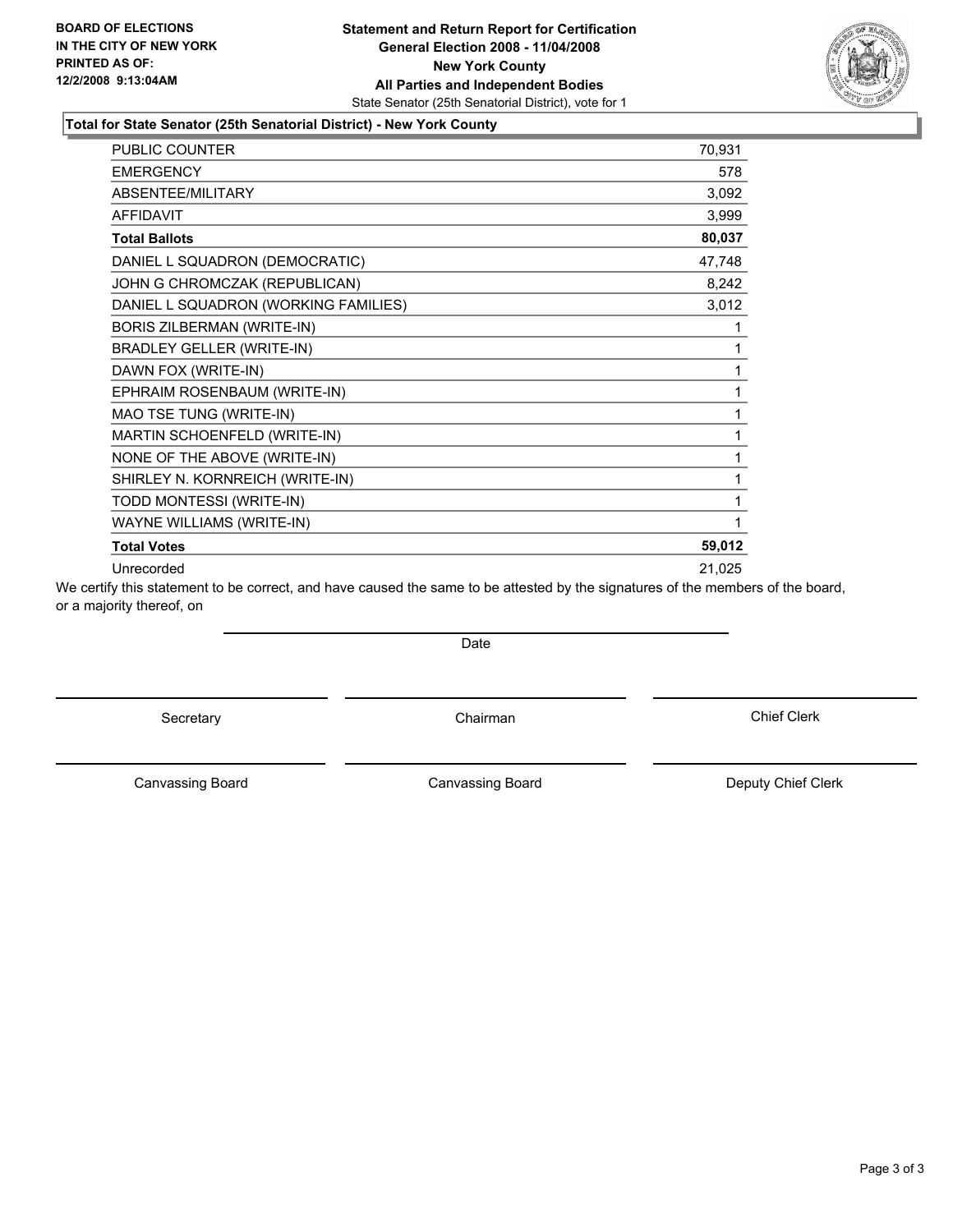**BOARD OF ELECTIONS IN THE CITY OF NEW YORK PRINTED AS OF: 12/2/2008 9:13:04AM**

# Statement and Return Report for Certification
## General Election 2008 - 11/04/2008
## New York County
## All Parties and Independent Bodies
State Senator (25th Senatorial District), vote for 1

### Total for State Senator (25th Senatorial District) - New York County

| | |
|---|---|
| PUBLIC COUNTER | 70,931 |
| EMERGENCY | 578 |
| ABSENTEE/MILITARY | 3,092 |
| AFFIDAVIT | 3,999 |
| **Total Ballots** | **80,037** |
| DANIEL L SQUADRON (DEMOCRATIC) | 47,748 |
| JOHN G CHROMCZAK (REPUBLICAN) | 8,242 |
| DANIEL L SQUADRON (WORKING FAMILIES) | 3,012 |
| BORIS ZILBERMAN (WRITE-IN) | 1 |
| BRADLEY GELLER (WRITE-IN) | 1 |
| DAWN FOX (WRITE-IN) | 1 |
| EPHRAIM ROSENBAUM (WRITE-IN) | 1 |
| MAO TSE TUNG (WRITE-IN) | 1 |
| MARTIN SCHOENFELD (WRITE-IN) | 1 |
| NONE OF THE ABOVE (WRITE-IN) | 1 |
| SHIRLEY N. KORNREICH (WRITE-IN) | 1 |
| TODD MONTESSI (WRITE-IN) | 1 |
| WAYNE WILLIAMS (WRITE-IN) | 1 |
| **Total Votes** | **59,012** |
| Unrecorded | 21,025 |

We certify this statement to be correct, and have caused the same to be attested by the signatures of the members of the board, or a majority thereof, on

Date

Secretary | Chairman | Chief Clerk

Canvassing Board | Canvassing Board | Deputy Chief Clerk